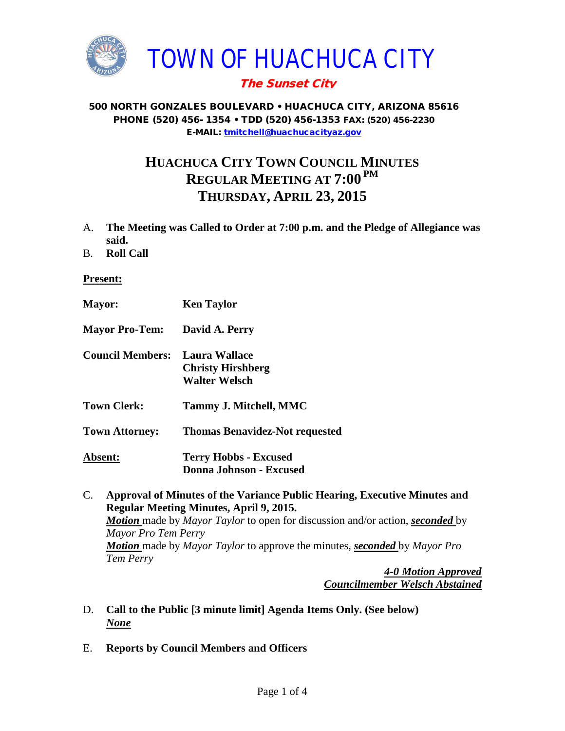# TOWN OF HUACHUCA CITY

***The Sunset City***

**500 NORTH GONZALES BOULEVARD • HUACHUCA CITY, ARIZONA 85616**
**PHONE (520) 456- 1354 • TDD (520) 456-1353 FAX: (520) 456-2230**
**E-MAIL: tmitchell@huachucacityaz.gov**

## HUACHUCA CITY TOWN COUNCIL MINUTES
## REGULAR MEETING AT 7:00 PM
## THURSDAY, APRIL 23, 2015

A. **The Meeting was Called to Order at 7:00 p.m. and the Pledge of Allegiance was said.**

B. **Roll Call**

**Present:**

**Mayor:** **Ken Taylor**

**Mayor Pro-Tem:** **David A. Perry**

**Council Members:** **Laura Wallace**
**Christy Hirshberg**
**Walter Welsch**

**Town Clerk:** **Tammy J. Mitchell, MMC**

**Town Attorney:** **Thomas Benavidez-Not requested**

**Absent:** **Terry Hobbs - Excused**
**Donna Johnson - Excused**

C. **Approval of Minutes of the Variance Public Hearing, Executive Minutes and Regular Meeting Minutes, April 9, 2015.**
***Motion*** made by *Mayor Taylor* to open for discussion and/or action, ***seconded*** by *Mayor Pro Tem Perry*
***Motion*** made by *Mayor Taylor* to approve the minutes, ***seconded*** by *Mayor Pro Tem Perry*

***4-0 Motion Approved***
***Councilmember Welsch Abstained***

D. **Call to the Public [3 minute limit] Agenda Items Only. (See below)**
***None***

E. **Reports by Council Members and Officers**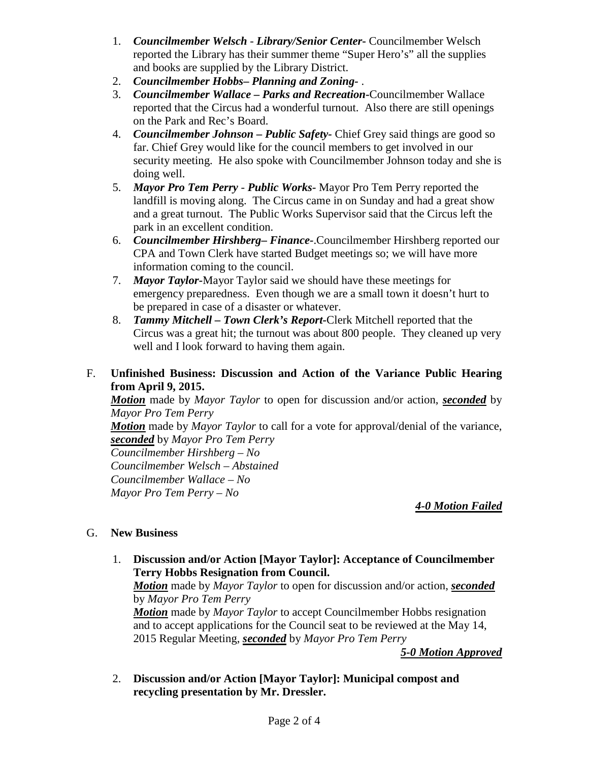1. ***Councilmember Welsch - Library/Senior Center-*** Councilmember Welsch reported the Library has their summer theme "Super Hero's" all the supplies and books are supplied by the Library District.
2. ***Councilmember Hobbs– Planning and Zoning-*** .
3. ***Councilmember Wallace – Parks and Recreation-***Councilmember Wallace reported that the Circus had a wonderful turnout. Also there are still openings on the Park and Rec's Board.
4. ***Councilmember Johnson – Public Safety-*** Chief Grey said things are good so far. Chief Grey would like for the council members to get involved in our security meeting. He also spoke with Councilmember Johnson today and she is doing well.
5. ***Mayor Pro Tem Perry - Public Works-*** Mayor Pro Tem Perry reported the landfill is moving along. The Circus came in on Sunday and had a great show and a great turnout. The Public Works Supervisor said that the Circus left the park in an excellent condition.
6. ***Councilmember Hirshberg– Finance-***.Councilmember Hirshberg reported our CPA and Town Clerk have started Budget meetings so; we will have more information coming to the council.
7. ***Mayor Taylor-***Mayor Taylor said we should have these meetings for emergency preparedness. Even though we are a small town it doesn't hurt to be prepared in case of a disaster or whatever.
8. ***Tammy Mitchell – Town Clerk's Report-***Clerk Mitchell reported that the Circus was a great hit; the turnout was about 800 people. They cleaned up very well and I look forward to having them again.

F. **Unfinished Business: Discussion and Action of the Variance Public Hearing from April 9, 2015.**

***Motion*** made by *Mayor Taylor* to open for discussion and/or action, ***seconded*** by *Mayor Pro Tem Perry*
***Motion*** made by *Mayor Taylor* to call for a vote for approval/denial of the variance, ***seconded*** by *Mayor Pro Tem Perry*
*Councilmember Hirshberg – No*
*Councilmember Welsch – Abstained*
*Councilmember Wallace – No*
*Mayor Pro Tem Perry – No*

***4-0 Motion Failed***

G. **New Business**

1. **Discussion and/or Action [Mayor Taylor]: Acceptance of Councilmember Terry Hobbs Resignation from Council.**
***Motion*** made by *Mayor Taylor* to open for discussion and/or action, ***seconded*** by *Mayor Pro Tem Perry*
***Motion*** made by *Mayor Taylor* to accept Councilmember Hobbs resignation and to accept applications for the Council seat to be reviewed at the May 14, 2015 Regular Meeting, ***seconded*** by *Mayor Pro Tem Perry*
***5-0 Motion Approved***

2. **Discussion and/or Action [Mayor Taylor]: Municipal compost and recycling presentation by Mr. Dressler.**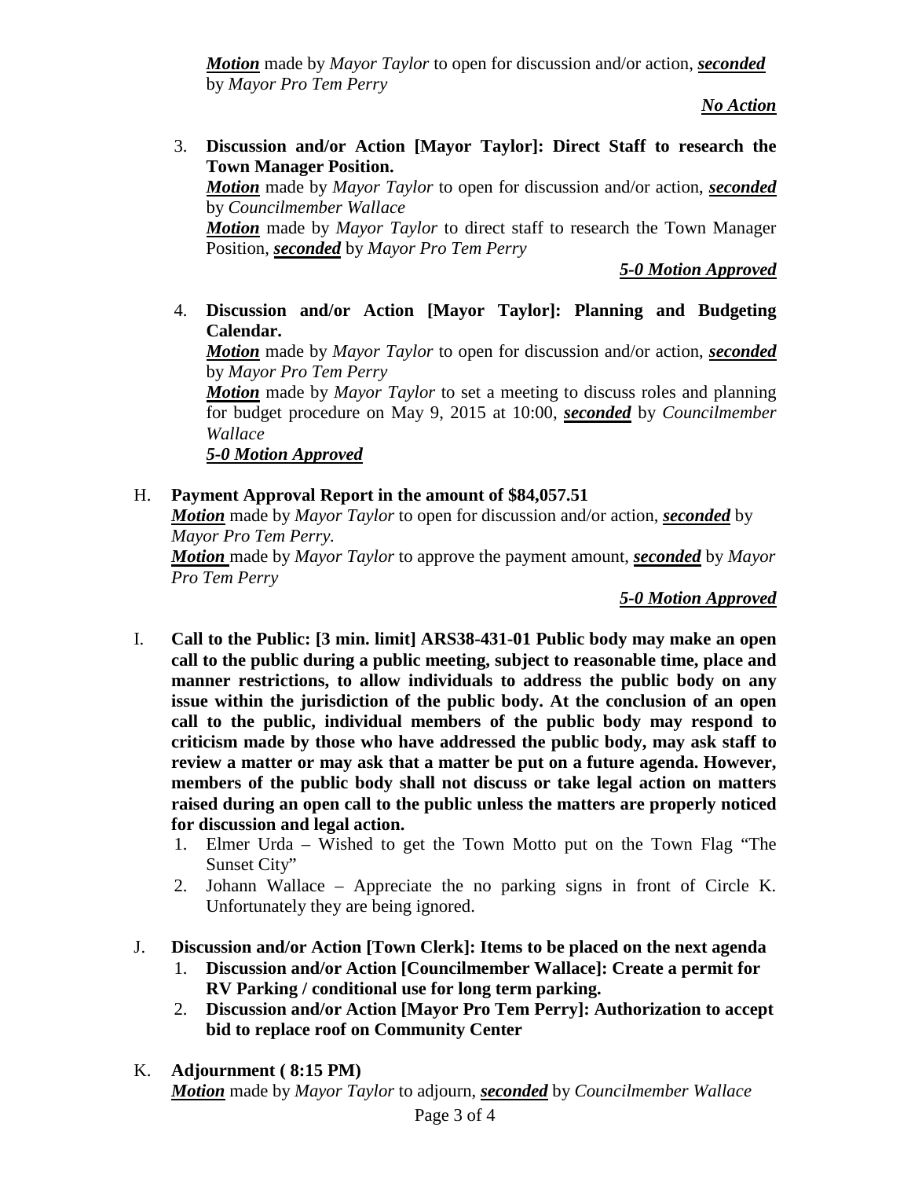***Motion*** made by *Mayor Taylor* to open for discussion and/or action, ***seconded*** by *Mayor Pro Tem Perry*

***No Action***

3. **Discussion and/or Action [Mayor Taylor]: Direct Staff to research the Town Manager Position.**
   ***Motion*** made by *Mayor Taylor* to open for discussion and/or action, ***seconded*** by *Councilmember Wallace*
   ***Motion*** made by *Mayor Taylor* to direct staff to research the Town Manager Position, ***seconded*** by *Mayor Pro Tem Perry*

   ***5-0 Motion Approved***

4. **Discussion and/or Action [Mayor Taylor]: Planning and Budgeting Calendar.**
   ***Motion*** made by *Mayor Taylor* to open for discussion and/or action, ***seconded*** by *Mayor Pro Tem Perry*
   ***Motion*** made by *Mayor Taylor* to set a meeting to discuss roles and planning for budget procedure on May 9, 2015 at 10:00, ***seconded*** by *Councilmember Wallace*
   ***5-0 Motion Approved***

H. **Payment Approval Report in the amount of $84,057.51**
***Motion*** made by *Mayor Taylor* to open for discussion and/or action, ***seconded*** by *Mayor Pro Tem Perry.*
***Motion*** made by *Mayor Taylor* to approve the payment amount, ***seconded*** by *Mayor Pro Tem Perry*

***5-0 Motion Approved***

I. **Call to the Public: [3 min. limit] ARS38-431-01 Public body may make an open call to the public during a public meeting, subject to reasonable time, place and manner restrictions, to allow individuals to address the public body on any issue within the jurisdiction of the public body. At the conclusion of an open call to the public, individual members of the public body may respond to criticism made by those who have addressed the public body, may ask staff to review a matter or may ask that a matter be put on a future agenda. However, members of the public body shall not discuss or take legal action on matters raised during an open call to the public unless the matters are properly noticed for discussion and legal action.**
   1. Elmer Urda – Wished to get the Town Motto put on the Town Flag "The Sunset City"
   2. Johann Wallace – Appreciate the no parking signs in front of Circle K. Unfortunately they are being ignored.

J. **Discussion and/or Action [Town Clerk]: Items to be placed on the next agenda**
   1. **Discussion and/or Action [Councilmember Wallace]: Create a permit for RV Parking / conditional use for long term parking.**
   2. **Discussion and/or Action [Mayor Pro Tem Perry]: Authorization to accept bid to replace roof on Community Center**

K. **Adjournment ( 8:15 PM)**
***Motion*** made by *Mayor Taylor* to adjourn, ***seconded*** by *Councilmember Wallace*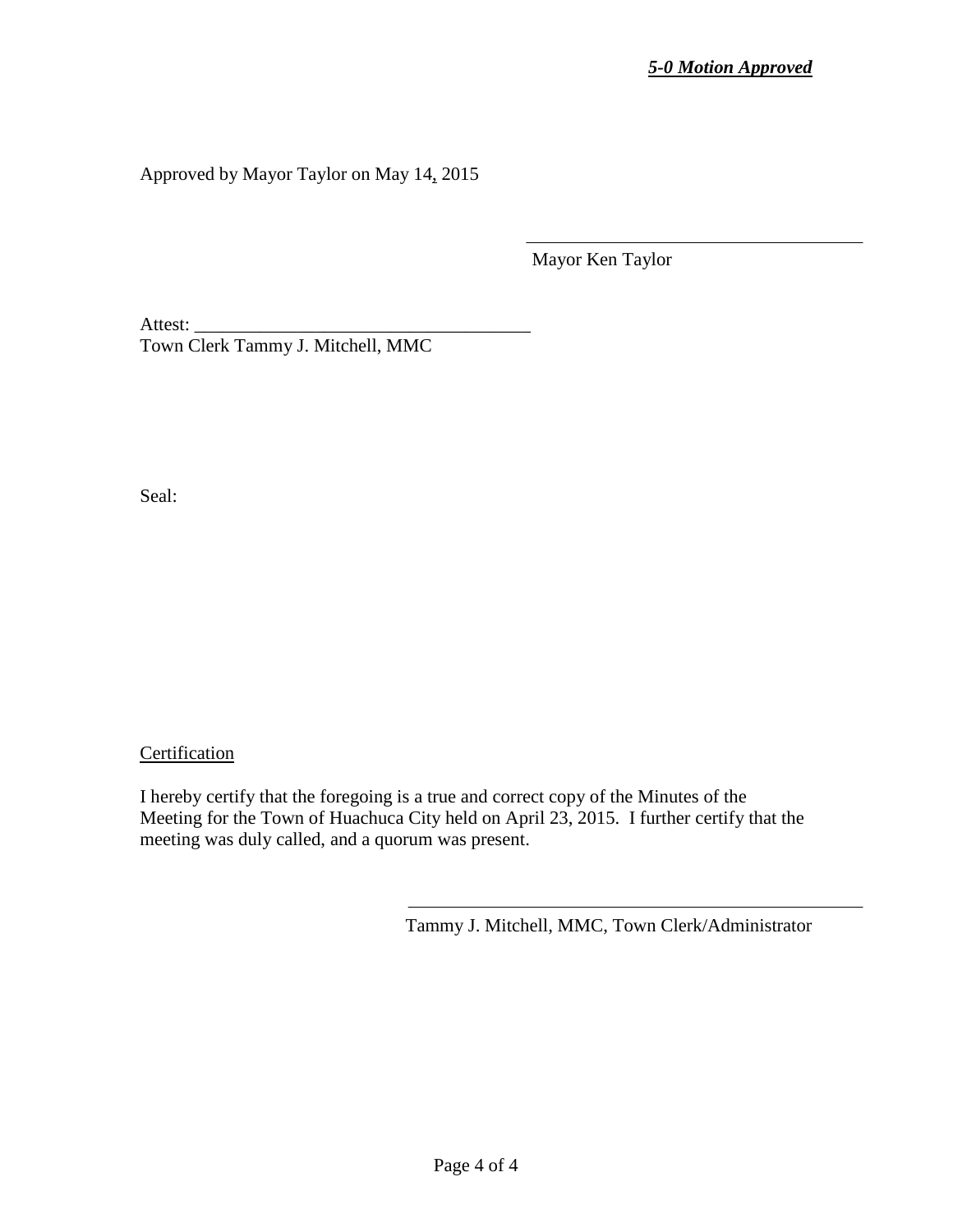***5-0 Motion Approved***

Approved by Mayor Taylor on May 14, 2015

\_\_\_\_\_\_\_\_\_\_\_\_\_\_\_\_\_\_\_\_\_\_\_\_\_\_\_\_\_\_\_\_\_\_\_\_
Mayor Ken Taylor

Attest: \_\_\_\_\_\_\_\_\_\_\_\_\_\_\_\_\_\_\_\_\_\_\_\_\_\_\_\_\_\_\_\_\_\_\_\_
Town Clerk Tammy J. Mitchell, MMC

Seal:

Certification

I hereby certify that the foregoing is a true and correct copy of the Minutes of the Meeting for the Town of Huachuca City held on April 23, 2015. I further certify that the meeting was duly called, and a quorum was present.

\_\_\_\_\_\_\_\_\_\_\_\_\_\_\_\_\_\_\_\_\_\_\_\_\_\_\_\_\_\_\_\_\_\_\_\_\_\_\_\_\_\_\_\_\_\_
Tammy J. Mitchell, MMC, Town Clerk/Administrator